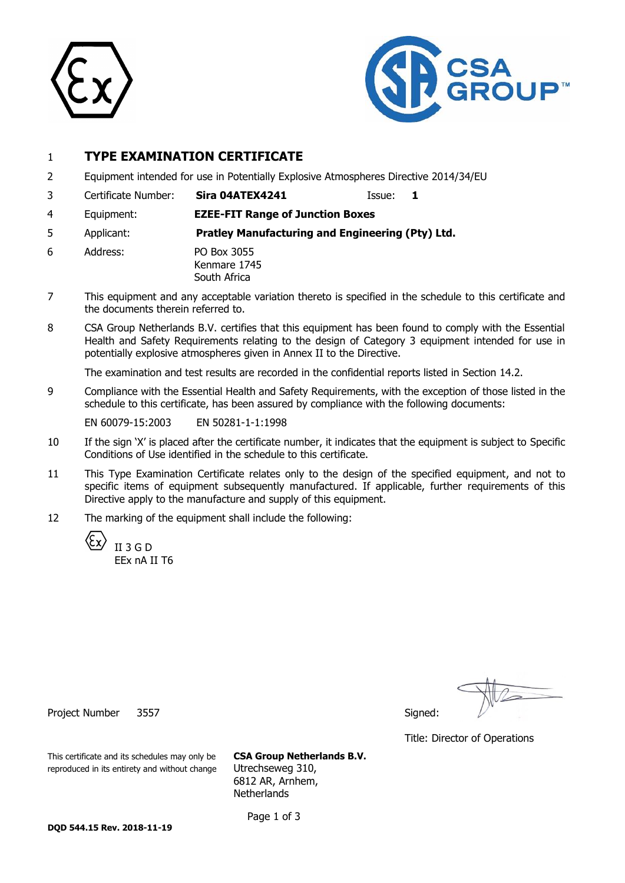1 **TYPE EXAMINATION CERTIFICATE**

2 Equipment intended for use in Potentially Explosive Atmospheres Directive 2014/34/EU

3 Certificate Number: **Sira 04ATEX4241** Issue: **1**

4 Equipment: **EZEE-FIT Range of Junction Boxes**

5 Applicant: **Pratley Manufacturing and Engineering (Pty) Ltd.**

6 Address: PO Box 3055
Kenmare 1745
South Africa

7 This equipment and any acceptable variation thereto is specified in the schedule to this certificate and the documents therein referred to.

8 CSA Group Netherlands B.V. certifies that this equipment has been found to comply with the Essential Health and Safety Requirements relating to the design of Category 3 equipment intended for use in potentially explosive atmospheres given in Annex II to the Directive.

The examination and test results are recorded in the confidential reports listed in Section 14.2.

9 Compliance with the Essential Health and Safety Requirements, with the exception of those listed in the schedule to this certificate, has been assured by compliance with the following documents:

EN 60079-15:2003 EN 50281-1-1:1998

10 If the sign 'X' is placed after the certificate number, it indicates that the equipment is subject to Specific Conditions of Use identified in the schedule to this certificate.

11 This Type Examination Certificate relates only to the design of the specified equipment, and not to specific items of equipment subsequently manufactured. If applicable, further requirements of this Directive apply to the manufacture and supply of this equipment.

12 The marking of the equipment shall include the following:

Ex II 3 G D
EEx nA II T6

Project Number 3557

Signed:

Title: Director of Operations

This certificate and its schedules may only be reproduced in its entirety and without change

**CSA Group Netherlands B.V.**
Utrechseweg 310,
6812 AR, Arnhem,
Netherlands

**DQD 544.15 Rev. 2018-11-19**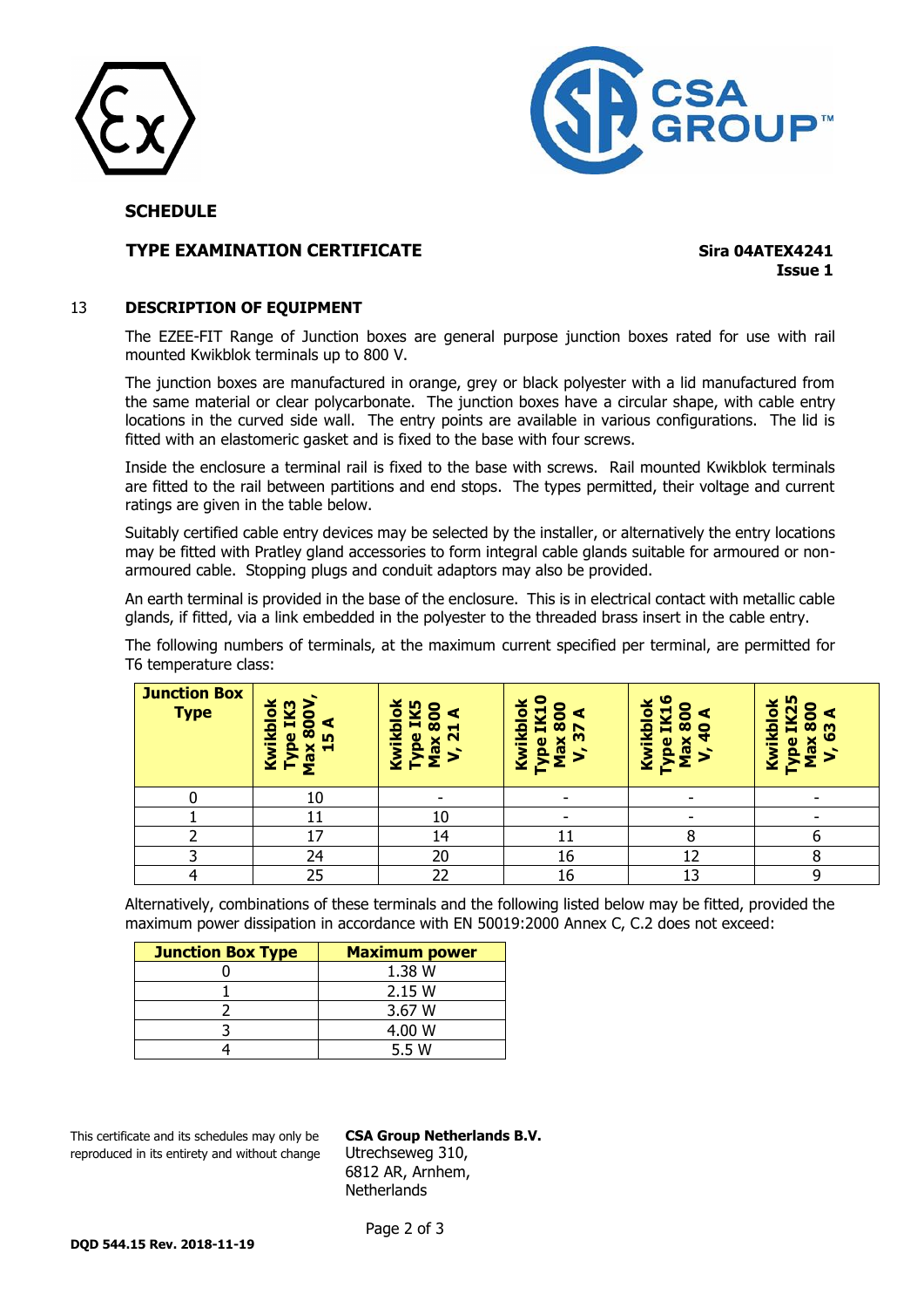## SCHEDULE

**TYPE EXAMINATION CERTIFICATE** **Sira 04ATEX4241**
**Issue 1**

### 13 DESCRIPTION OF EQUIPMENT

The EZEE-FIT Range of Junction boxes are general purpose junction boxes rated for use with rail mounted Kwikblok terminals up to 800 V.

The junction boxes are manufactured in orange, grey or black polyester with a lid manufactured from the same material or clear polycarbonate. The junction boxes have a circular shape, with cable entry locations in the curved side wall. The entry points are available in various configurations. The lid is fitted with an elastomeric gasket and is fixed to the base with four screws.

Inside the enclosure a terminal rail is fixed to the base with screws. Rail mounted Kwikblok terminals are fitted to the rail between partitions and end stops. The types permitted, their voltage and current ratings are given in the table below.

Suitably certified cable entry devices may be selected by the installer, or alternatively the entry locations may be fitted with Pratley gland accessories to form integral cable glands suitable for armoured or non-armoured cable. Stopping plugs and conduit adaptors may also be provided.

An earth terminal is provided in the base of the enclosure. This is in electrical contact with metallic cable glands, if fitted, via a link embedded in the polyester to the threaded brass insert in the cable entry.

The following numbers of terminals, at the maximum current specified per terminal, are permitted for T6 temperature class:

| Junction Box Type | Kwikblok Type IK3 Max 800V, 15 A | Kwikblok Type IK5 Max 800 V, 21 A | Kwikblok Type IK10 Max 800 V, 37 A | Kwikblok Type IK16 Max 800 V, 40 A | Kwikblok Type IK25 Max 800 V, 63 A |
|---|---|---|---|---|---|
| 0 | 10 | - | - | - | - |
| 1 | 11 | 10 | - | - | - |
| 2 | 17 | 14 | 11 | 8 | 6 |
| 3 | 24 | 20 | 16 | 12 | 8 |
| 4 | 25 | 22 | 16 | 13 | 9 |

Alternatively, combinations of these terminals and the following listed below may be fitted, provided the maximum power dissipation in accordance with EN 50019:2000 Annex C, C.2 does not exceed:

| Junction Box Type | Maximum power |
|---|---|
| 0 | 1.38 W |
| 1 | 2.15 W |
| 2 | 3.67 W |
| 3 | 4.00 W |
| 4 | 5.5 W |

This certificate and its schedules may only be reproduced in its entirety and without change

**CSA Group Netherlands B.V.**
Utrechseweg 310,
6812 AR, Arnhem,
Netherlands

**DQD 544.15 Rev. 2018-11-19**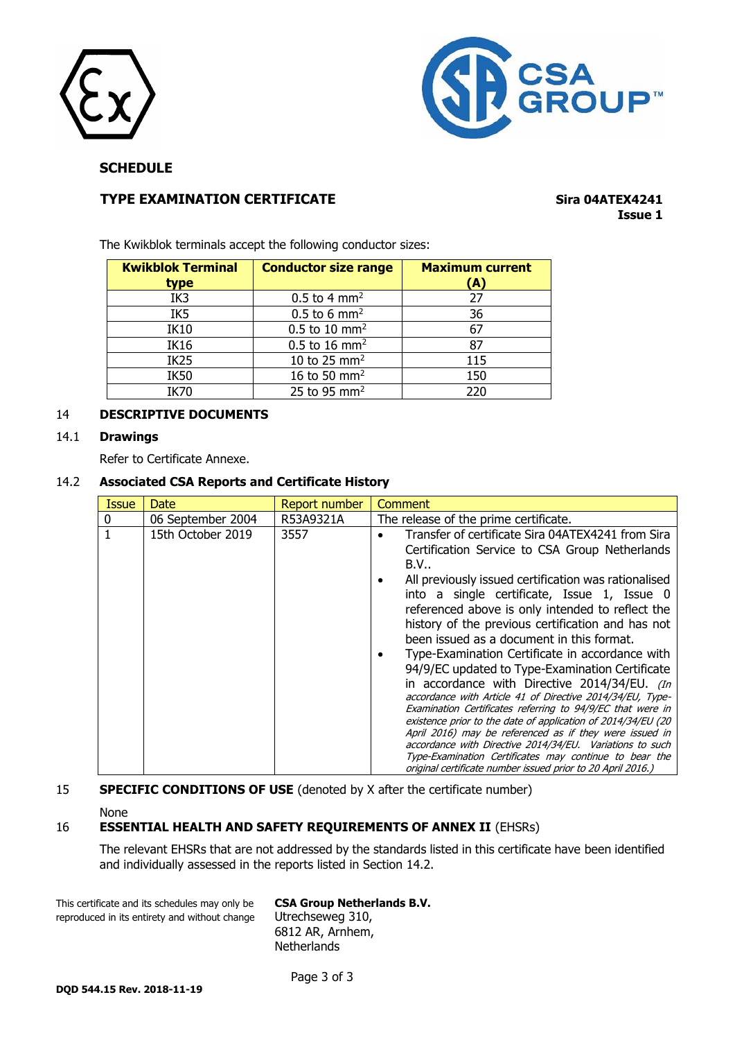**SCHEDULE**

**TYPE EXAMINATION CERTIFICATE** **Sira 04ATEX4241 Issue 1**

The Kwikblok terminals accept the following conductor sizes:

| Kwikblok Terminal type | Conductor size range | Maximum current (A) |
|---|---|---|
| IK3 | 0.5 to 4 $mm^2$ | 27 |
| IK5 | 0.5 to 6 $mm^2$ | 36 |
| IK10 | 0.5 to 10 $mm^2$ | 67 |
| IK16 | 0.5 to 16 $mm^2$ | 87 |
| IK25 | 10 to 25 $mm^2$ | 115 |
| IK50 | 16 to 50 $mm^2$ | 150 |
| IK70 | 25 to 95 $mm^2$ | 220 |

## 14 DESCRIPTIVE DOCUMENTS

### 14.1 Drawings

Refer to Certificate Annexe.

### 14.2 Associated CSA Reports and Certificate History

| Issue | Date | Report number | Comment |
|---|---|---|---|
| 0 | 06 September 2004 | R53A9321A | The release of the prime certificate. |
| 1 | 15th October 2019 | 3557 | • Transfer of certificate Sira 04ATEX4241 from Sira Certification Service to CSA Group Netherlands B.V.. • All previously issued certification was rationalised into a single certificate, Issue 1, Issue 0 referenced above is only intended to reflect the history of the previous certification and has not been issued as a document in this format. • Type-Examination Certificate in accordance with 94/9/EC updated to Type-Examination Certificate in accordance with Directive 2014/34/EU. *(In accordance with Article 41 of Directive 2014/34/EU, Type-Examination Certificates referring to 94/9/EC that were in existence prior to the date of application of 2014/34/EU (20 April 2016) may be referenced as if they were issued in accordance with Directive 2014/34/EU. Variations to such Type-Examination Certificates may continue to bear the original certificate number issued prior to 20 April 2016.)* |

## 15 SPECIFIC CONDITIONS OF USE (denoted by X after the certificate number)

None

## 16 ESSENTIAL HEALTH AND SAFETY REQUIREMENTS OF ANNEX II (EHSRs)

The relevant EHSRs that are not addressed by the standards listed in this certificate have been identified and individually assessed in the reports listed in Section 14.2.

This certificate and its schedules may only be reproduced in its entirety and without change

**CSA Group Netherlands B.V.**
Utrechseweg 310,
6812 AR, Arnhem,
Netherlands

DQD 544.15 Rev. 2018-11-19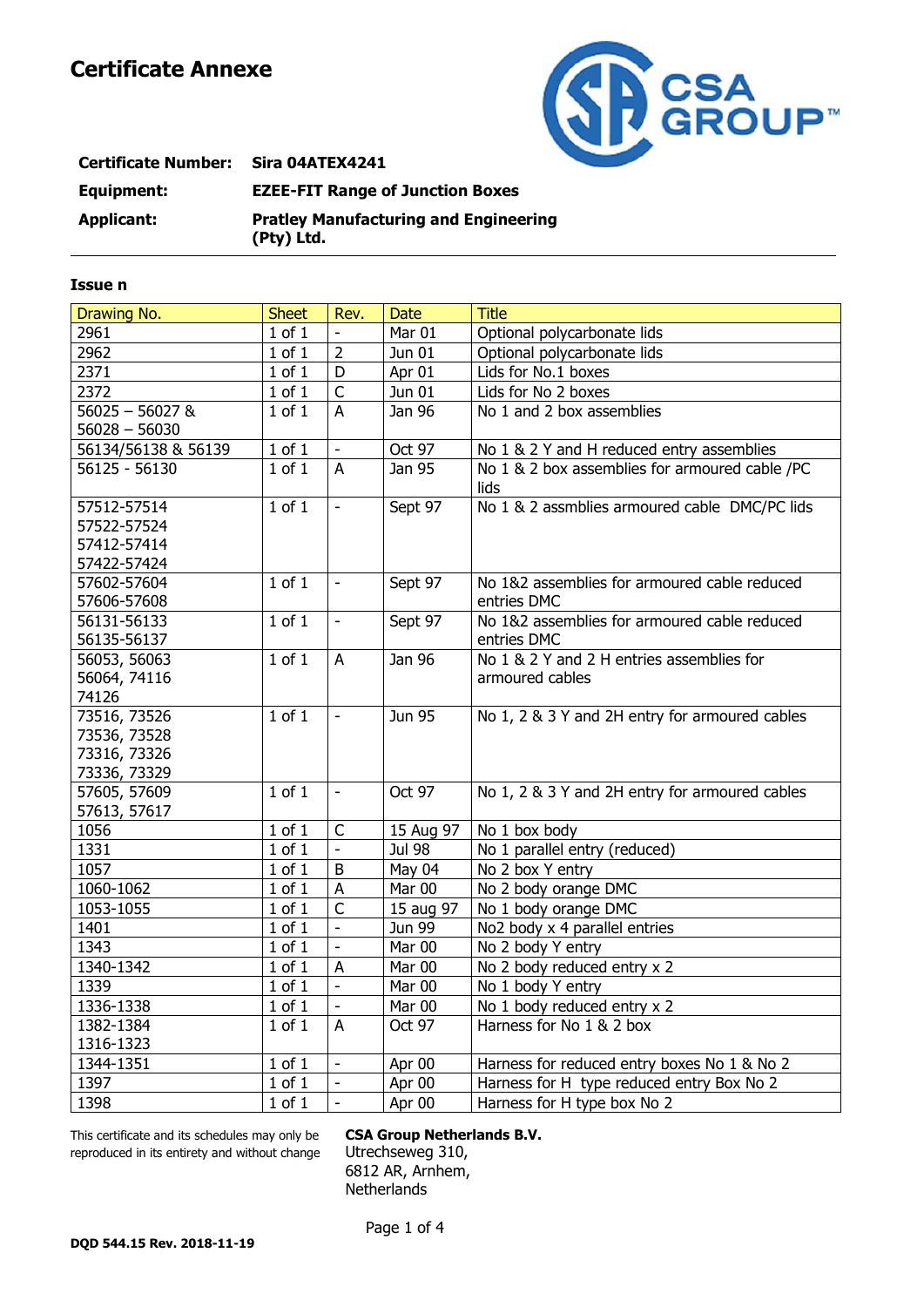# Certificate Annexe

**Certificate Number:** **Sira 04ATEX4241**

**Equipment:** **EZEE-FIT Range of Junction Boxes**

**Applicant:** **Pratley Manufacturing and Engineering (Pty) Ltd.**

---

**Issue n**

| Drawing No. | Sheet | Rev. | Date | Title |
|---|---|---|---|---|
| 2961 | 1 of 1 | - | Mar 01 | Optional polycarbonate lids |
| 2962 | 1 of 1 | 2 | Jun 01 | Optional polycarbonate lids |
| 2371 | 1 of 1 | D | Apr 01 | Lids for No.1 boxes |
| 2372 | 1 of 1 | C | Jun 01 | Lids for No 2 boxes |
| 56025 – 56027 & 56028 – 56030 | 1 of 1 | A | Jan 96 | No 1 and 2 box assemblies |
| 56134/56138 & 56139 | 1 of 1 | - | Oct 97 | No 1 & 2 Y and H reduced entry assemblies |
| 56125 - 56130 | 1 of 1 | A | Jan 95 | No 1 & 2 box assemblies for armoured cable /PC lids |
| 57512-57514 57522-57524 57412-57414 57422-57424 | 1 of 1 | - | Sept 97 | No 1 & 2 assmblies armoured cable DMC/PC lids |
| 57602-57604 57606-57608 | 1 of 1 | - | Sept 97 | No 1&2 assemblies for armoured cable reduced entries DMC |
| 56131-56133 56135-56137 | 1 of 1 | - | Sept 97 | No 1&2 assemblies for armoured cable reduced entries DMC |
| 56053, 56063 56064, 74116 74126 | 1 of 1 | A | Jan 96 | No 1 & 2 Y and 2 H entries assemblies for armoured cables |
| 73516, 73526 73536, 73528 73316, 73326 73336, 73329 | 1 of 1 | - | Jun 95 | No 1, 2 & 3 Y and 2H entry for armoured cables |
| 57605, 57609 57613, 57617 | 1 of 1 | - | Oct 97 | No 1, 2 & 3 Y and 2H entry for armoured cables |
| 1056 | 1 of 1 | C | 15 Aug 97 | No 1 box body |
| 1331 | 1 of 1 | - | Jul 98 | No 1 parallel entry (reduced) |
| 1057 | 1 of 1 | B | May 04 | No 2 box Y entry |
| 1060-1062 | 1 of 1 | A | Mar 00 | No 2 body orange DMC |
| 1053-1055 | 1 of 1 | C | 15 aug 97 | No 1 body orange DMC |
| 1401 | 1 of 1 | - | Jun 99 | No2 body x 4 parallel entries |
| 1343 | 1 of 1 | - | Mar 00 | No 2 body Y entry |
| 1340-1342 | 1 of 1 | A | Mar 00 | No 2 body reduced entry x 2 |
| 1339 | 1 of 1 | - | Mar 00 | No 1 body Y entry |
| 1336-1338 | 1 of 1 | - | Mar 00 | No 1 body reduced entry x 2 |
| 1382-1384 1316-1323 | 1 of 1 | A | Oct 97 | Harness for No 1 & 2 box |
| 1344-1351 | 1 of 1 | - | Apr 00 | Harness for reduced entry boxes No 1 & No 2 |
| 1397 | 1 of 1 | - | Apr 00 | Harness for H type reduced entry Box No 2 |
| 1398 | 1 of 1 | - | Apr 00 | Harness for H type box No 2 |

This certificate and its schedules may only be reproduced in its entirety and without change

**CSA Group Netherlands B.V.**
Utrechseweg 310,
6812 AR, Arnhem,
Netherlands

**DQD 544.15 Rev. 2018-11-19**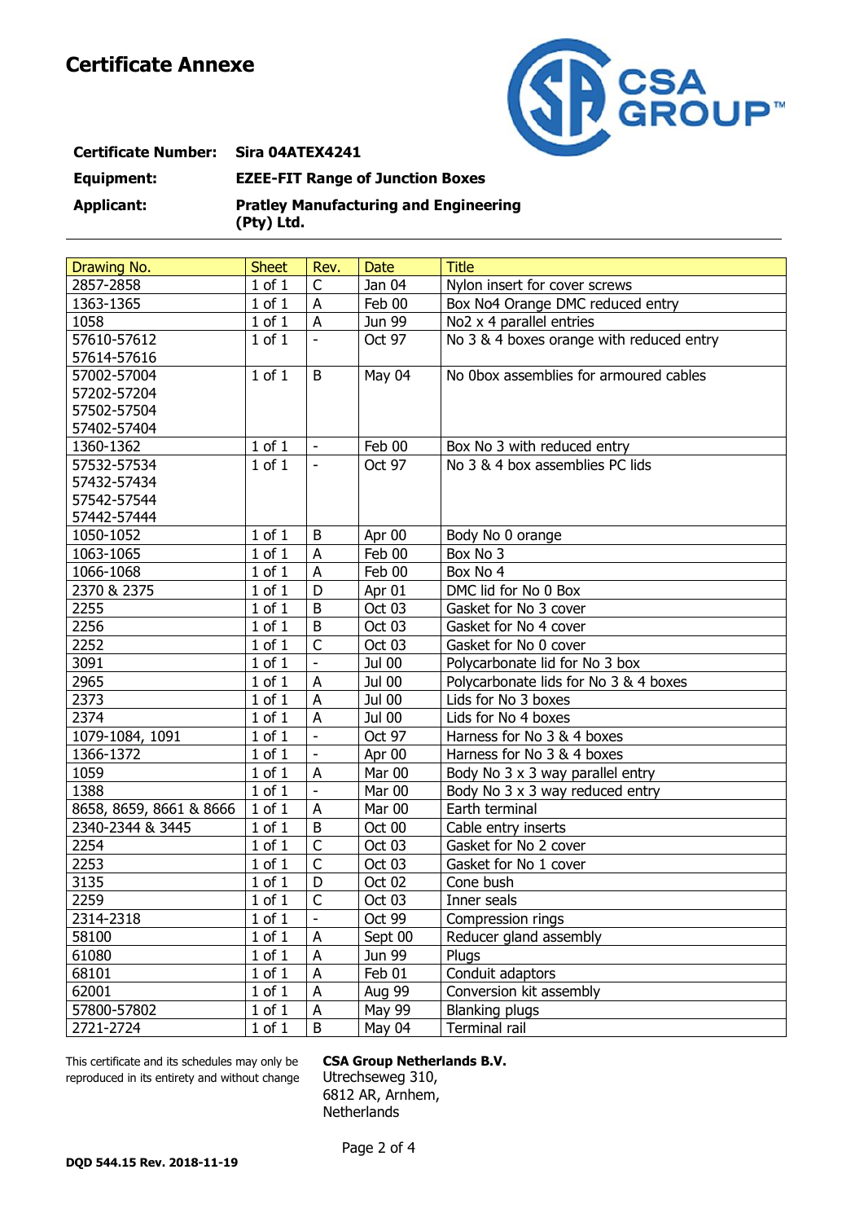# Certificate Annexe

**Certificate Number:** **Sira 04ATEX4241**

**Equipment:** **EZEE-FIT Range of Junction Boxes**

**Applicant:** **Pratley Manufacturing and Engineering (Pty) Ltd.**

| Drawing No. | Sheet | Rev. | Date | Title |
|---|---|---|---|---|
| 2857-2858 | 1 of 1 | C | Jan 04 | Nylon insert for cover screws |
| 1363-1365 | 1 of 1 | A | Feb 00 | Box No4 Orange DMC reduced entry |
| 1058 | 1 of 1 | A | Jun 99 | No2 x 4 parallel entries |
| 57610-57612<br>57614-57616 | 1 of 1 | - | Oct 97 | No 3 & 4 boxes orange with reduced entry |
| 57002-57004<br>57202-57204<br>57502-57504<br>57402-57404 | 1 of 1 | B | May 04 | No 0box assemblies for armoured cables |
| 1360-1362 | 1 of 1 | - | Feb 00 | Box No 3 with reduced entry |
| 57532-57534<br>57432-57434<br>57542-57544<br>57442-57444 | 1 of 1 | - | Oct 97 | No 3 & 4 box assemblies PC lids |
| 1050-1052 | 1 of 1 | B | Apr 00 | Body No 0 orange |
| 1063-1065 | 1 of 1 | A | Feb 00 | Box No 3 |
| 1066-1068 | 1 of 1 | A | Feb 00 | Box No 4 |
| 2370 & 2375 | 1 of 1 | D | Apr 01 | DMC lid for No 0 Box |
| 2255 | 1 of 1 | B | Oct 03 | Gasket for No 3 cover |
| 2256 | 1 of 1 | B | Oct 03 | Gasket for No 4 cover |
| 2252 | 1 of 1 | C | Oct 03 | Gasket for No 0 cover |
| 3091 | 1 of 1 | - | Jul 00 | Polycarbonate lid for No 3 box |
| 2965 | 1 of 1 | A | Jul 00 | Polycarbonate lids for No 3 & 4 boxes |
| 2373 | 1 of 1 | A | Jul 00 | Lids for No 3 boxes |
| 2374 | 1 of 1 | A | Jul 00 | Lids for No 4 boxes |
| 1079-1084, 1091 | 1 of 1 | - | Oct 97 | Harness for No 3 & 4 boxes |
| 1366-1372 | 1 of 1 | - | Apr 00 | Harness for No 3 & 4 boxes |
| 1059 | 1 of 1 | A | Mar 00 | Body No 3 x 3 way parallel entry |
| 1388 | 1 of 1 | - | Mar 00 | Body No 3 x 3 way reduced entry |
| 8658, 8659, 8661 & 8666 | 1 of 1 | A | Mar 00 | Earth terminal |
| 2340-2344 & 3445 | 1 of 1 | B | Oct 00 | Cable entry inserts |
| 2254 | 1 of 1 | C | Oct 03 | Gasket for No 2 cover |
| 2253 | 1 of 1 | C | Oct 03 | Gasket for No 1 cover |
| 3135 | 1 of 1 | D | Oct 02 | Cone bush |
| 2259 | 1 of 1 | C | Oct 03 | Inner seals |
| 2314-2318 | 1 of 1 | - | Oct 99 | Compression rings |
| 58100 | 1 of 1 | A | Sept 00 | Reducer gland assembly |
| 61080 | 1 of 1 | A | Jun 99 | Plugs |
| 68101 | 1 of 1 | A | Feb 01 | Conduit adaptors |
| 62001 | 1 of 1 | A | Aug 99 | Conversion kit assembly |
| 57800-57802 | 1 of 1 | A | May 99 | Blanking plugs |
| 2721-2724 | 1 of 1 | B | May 04 | Terminal rail |

This certificate and its schedules may only be reproduced in its entirety and without change

**CSA Group Netherlands B.V.**
Utrechseweg 310,
6812 AR, Arnhem,
Netherlands

**DQD 544.15 Rev. 2018-11-19**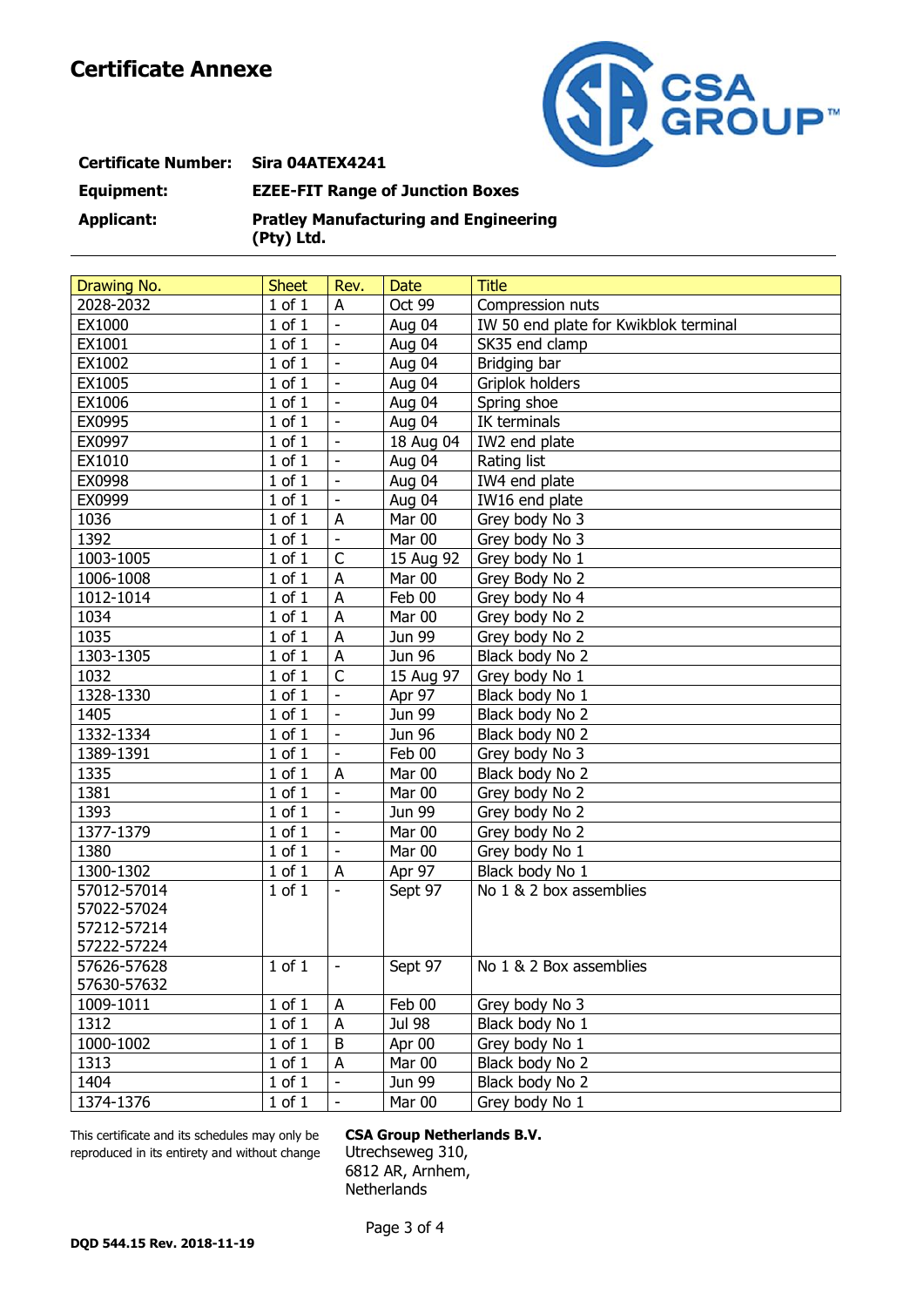# Certificate Annexe

**Certificate Number:** Sira 04ATEX4241

**Equipment:** EZEE-FIT Range of Junction Boxes

**Applicant:** Pratley Manufacturing and Engineering (Pty) Ltd.

| Drawing No. | Sheet | Rev. | Date | Title |
|---|---|---|---|---|
| 2028-2032 | 1 of 1 | A | Oct 99 | Compression nuts |
| EX1000 | 1 of 1 | - | Aug 04 | IW 50 end plate for Kwikblok terminal |
| EX1001 | 1 of 1 | - | Aug 04 | SK35 end clamp |
| EX1002 | 1 of 1 | - | Aug 04 | Bridging bar |
| EX1005 | 1 of 1 | - | Aug 04 | Griplok holders |
| EX1006 | 1 of 1 | - | Aug 04 | Spring shoe |
| EX0995 | 1 of 1 | - | Aug 04 | IK terminals |
| EX0997 | 1 of 1 | - | 18 Aug 04 | IW2 end plate |
| EX1010 | 1 of 1 | - | Aug 04 | Rating list |
| EX0998 | 1 of 1 | - | Aug 04 | IW4 end plate |
| EX0999 | 1 of 1 | - | Aug 04 | IW16 end plate |
| 1036 | 1 of 1 | A | Mar 00 | Grey body No 3 |
| 1392 | 1 of 1 | - | Mar 00 | Grey body No 3 |
| 1003-1005 | 1 of 1 | C | 15 Aug 92 | Grey body No 1 |
| 1006-1008 | 1 of 1 | A | Mar 00 | Grey Body No 2 |
| 1012-1014 | 1 of 1 | A | Feb 00 | Grey body No 4 |
| 1034 | 1 of 1 | A | Mar 00 | Grey body No 2 |
| 1035 | 1 of 1 | A | Jun 99 | Grey body No 2 |
| 1303-1305 | 1 of 1 | A | Jun 96 | Black body No 2 |
| 1032 | 1 of 1 | C | 15 Aug 97 | Grey body No 1 |
| 1328-1330 | 1 of 1 | - | Apr 97 | Black body No 1 |
| 1405 | 1 of 1 | - | Jun 99 | Black body No 2 |
| 1332-1334 | 1 of 1 | - | Jun 96 | Black body N0 2 |
| 1389-1391 | 1 of 1 | - | Feb 00 | Grey body No 3 |
| 1335 | 1 of 1 | A | Mar 00 | Black body No 2 |
| 1381 | 1 of 1 | - | Mar 00 | Grey body No 2 |
| 1393 | 1 of 1 | - | Jun 99 | Grey body No 2 |
| 1377-1379 | 1 of 1 | - | Mar 00 | Grey body No 2 |
| 1380 | 1 of 1 | - | Mar 00 | Grey body No 1 |
| 1300-1302 | 1 of 1 | A | Apr 97 | Black body No 1 |
| 57012-57014<br>57022-57024<br>57212-57214<br>57222-57224 | 1 of 1 | - | Sept 97 | No 1 & 2 box assemblies |
| 57626-57628<br>57630-57632 | 1 of 1 | - | Sept 97 | No 1 & 2 Box assemblies |
| 1009-1011 | 1 of 1 | A | Feb 00 | Grey body No 3 |
| 1312 | 1 of 1 | A | Jul 98 | Black body No 1 |
| 1000-1002 | 1 of 1 | B | Apr 00 | Grey body No 1 |
| 1313 | 1 of 1 | A | Mar 00 | Black body No 2 |
| 1404 | 1 of 1 | - | Jun 99 | Black body No 2 |
| 1374-1376 | 1 of 1 | - | Mar 00 | Grey body No 1 |

This certificate and its schedules may only be reproduced in its entirety and without change

**CSA Group Netherlands B.V.**
Utrechseweg 310,
6812 AR, Arnhem,
Netherlands

DQD 544.15 Rev. 2018-11-19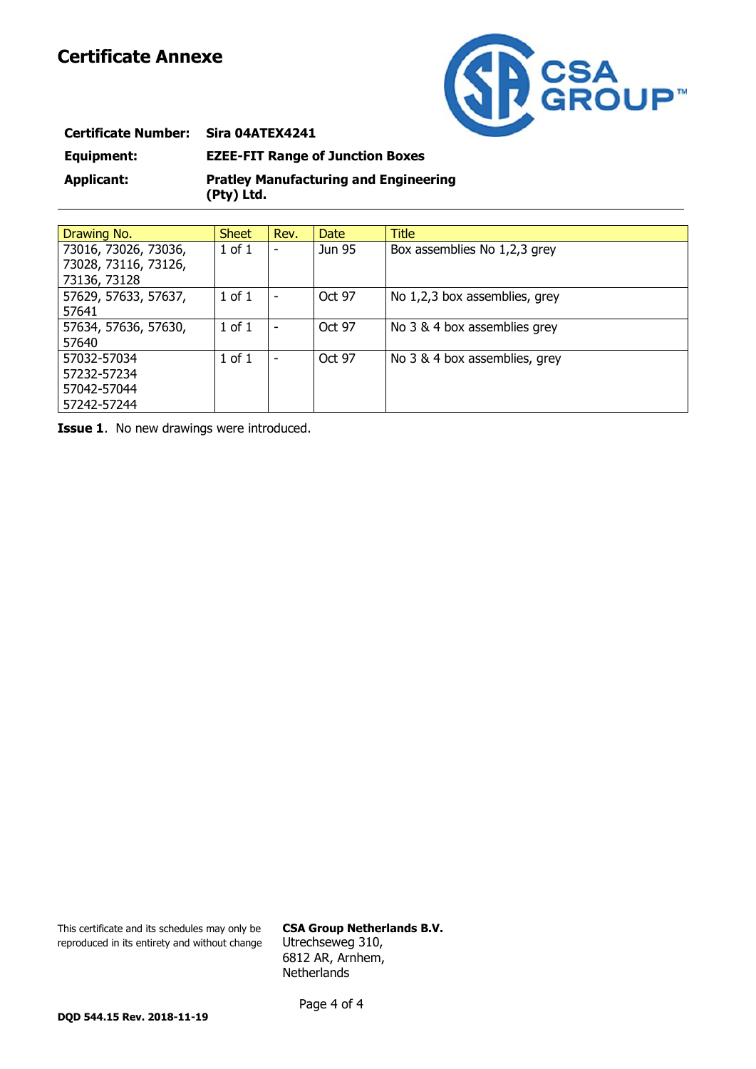# Certificate Annexe

**Certificate Number:** **Sira 04ATEX4241**

**Equipment:** **EZEE-FIT Range of Junction Boxes**

**Applicant:** **Pratley Manufacturing and Engineering (Pty) Ltd.**

| Drawing No. | Sheet | Rev. | Date | Title |
|---|---|---|---|---|
| 73016, 73026, 73036, 73028, 73116, 73126, 73136, 73128 | 1 of 1 | - | Jun 95 | Box assemblies No 1,2,3 grey |
| 57629, 57633, 57637, 57641 | 1 of 1 | - | Oct 97 | No 1,2,3 box assemblies, grey |
| 57634, 57636, 57630, 57640 | 1 of 1 | - | Oct 97 | No 3 & 4 box assemblies grey |
| 57032-57034 57232-57234 57042-57044 57242-57244 | 1 of 1 | - | Oct 97 | No 3 & 4 box assemblies, grey |

**Issue 1**. No new drawings were introduced.

This certificate and its schedules may only be reproduced in its entirety and without change

**CSA Group Netherlands B.V.**
Utrechseweg 310,
6812 AR, Arnhem,
Netherlands

**DQD 544.15 Rev. 2018-11-19**